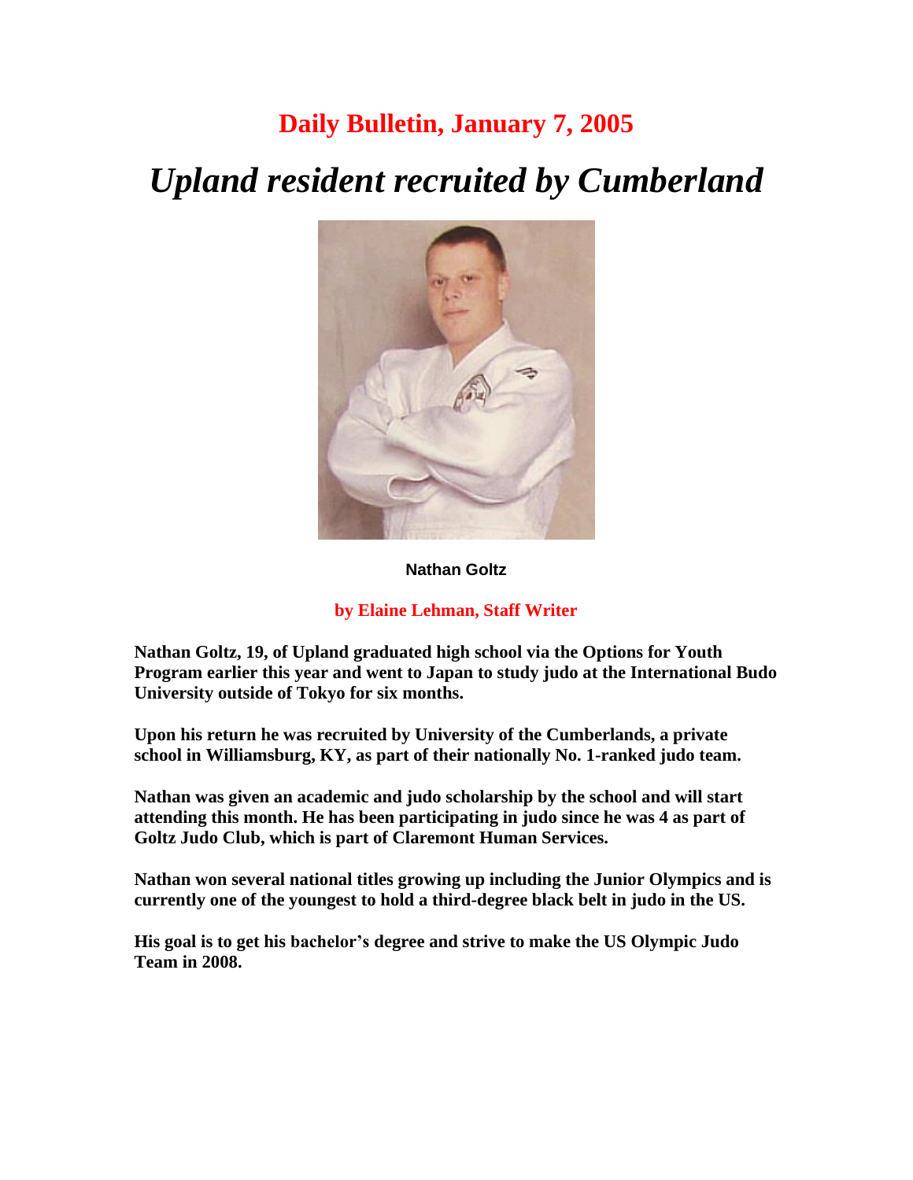# Daily Bulletin, January 7, 2005

## *Upland resident recruited by Cumberland*

**Nathan Goltz**

**by Elaine Lehman, Staff Writer**

**Nathan Goltz, 19, of Upland graduated high school via the Options for Youth Program earlier this year and went to Japan to study judo at the International Budo University outside of Tokyo for six months.**

**Upon his return he was recruited by University of the Cumberlands, a private school in Williamsburg, KY, as part of their nationally No. 1-ranked judo team.**

**Nathan was given an academic and judo scholarship by the school and will start attending this month. He has been participating in judo since he was 4 as part of Goltz Judo Club, which is part of Claremont Human Services.**

**Nathan won several national titles growing up including the Junior Olympics and is currently one of the youngest to hold a third-degree black belt in judo in the US.**

**His goal is to get his bachelor's degree and strive to make the US Olympic Judo Team in 2008.**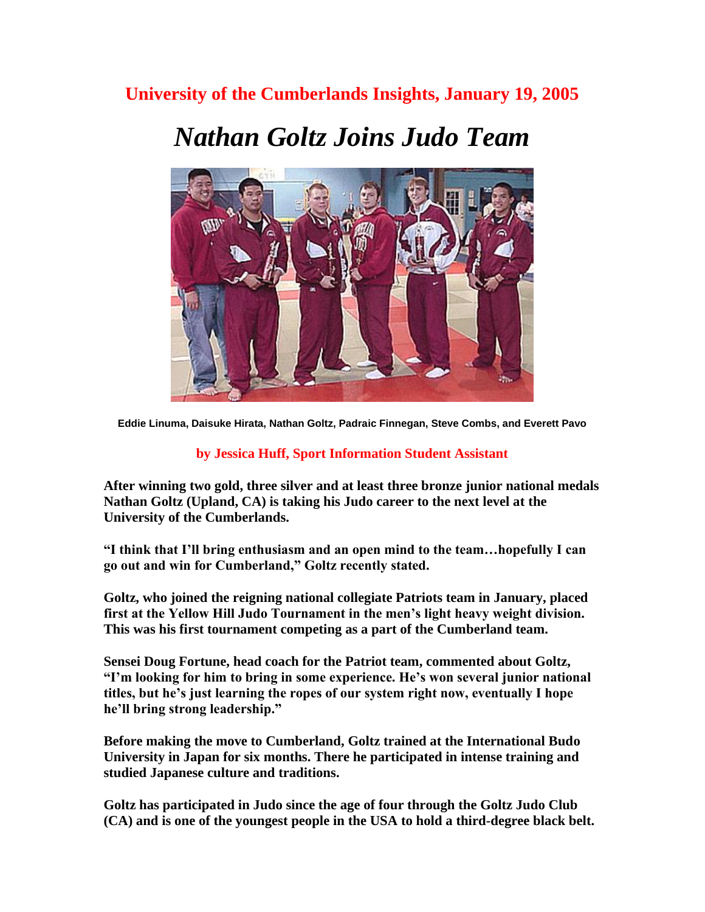**University of the Cumberlands Insights, January 19, 2005**

# *Nathan Goltz Joins Judo Team*

**Eddie Linuma, Daisuke Hirata, Nathan Goltz, Padraic Finnegan, Steve Combs, and Everett Pavo**

**by Jessica Huff, Sport Information Student Assistant**

**After winning two gold, three silver and at least three bronze junior national medals Nathan Goltz (Upland, CA) is taking his Judo career to the next level at the University of the Cumberlands.**

**"I think that I'll bring enthusiasm and an open mind to the team…hopefully I can go out and win for Cumberland," Goltz recently stated.**

**Goltz, who joined the reigning national collegiate Patriots team in January, placed first at the Yellow Hill Judo Tournament in the men's light heavy weight division. This was his first tournament competing as a part of the Cumberland team.**

**Sensei Doug Fortune, head coach for the Patriot team, commented about Goltz, "I'm looking for him to bring in some experience. He's won several junior national titles, but he's just learning the ropes of our system right now, eventually I hope he'll bring strong leadership."**

**Before making the move to Cumberland, Goltz trained at the International Budo University in Japan for six months. There he participated in intense training and studied Japanese culture and traditions.**

**Goltz has participated in Judo since the age of four through the Goltz Judo Club (CA) and is one of the youngest people in the USA to hold a third-degree black belt.**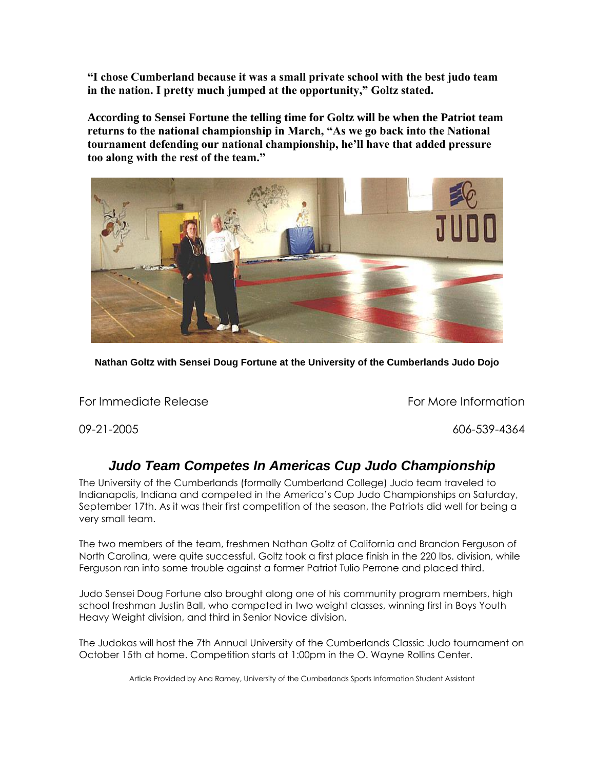**"I chose Cumberland because it was a small private school with the best judo team in the nation. I pretty much jumped at the opportunity," Goltz stated.**

**According to Sensei Fortune the telling time for Goltz will be when the Patriot team returns to the national championship in March, "As we go back into the National tournament defending our national championship, he'll have that added pressure too along with the rest of the team."**

**Nathan Goltz with Sensei Doug Fortune at the University of the Cumberlands Judo Dojo**

For Immediate Release

For More Information

09-21-2005

606-539-4364

## *Judo Team Competes In Americas Cup Judo Championship*

The University of the Cumberlands (formally Cumberland College) Judo team traveled to Indianapolis, Indiana and competed in the America's Cup Judo Championships on Saturday, September 17th. As it was their first competition of the season, the Patriots did well for being a very small team.

The two members of the team, freshmen Nathan Goltz of California and Brandon Ferguson of North Carolina, were quite successful. Goltz took a first place finish in the 220 lbs. division, while Ferguson ran into some trouble against a former Patriot Tulio Perrone and placed third.

Judo Sensei Doug Fortune also brought along one of his community program members, high school freshman Justin Ball, who competed in two weight classes, winning first in Boys Youth Heavy Weight division, and third in Senior Novice division.

The Judokas will host the 7th Annual University of the Cumberlands Classic Judo tournament on October 15th at home. Competition starts at 1:00pm in the O. Wayne Rollins Center.

Article Provided by Ana Ramey, University of the Cumberlands Sports Information Student Assistant